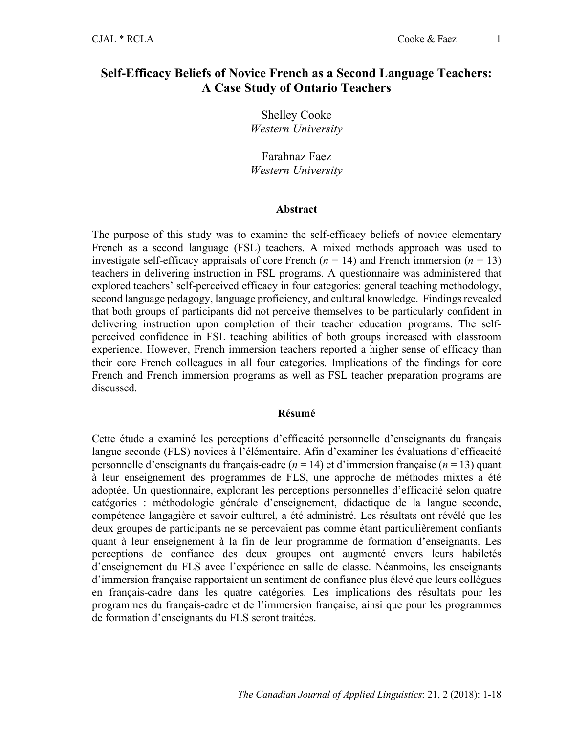# Self-Efficacy Beliefs of Novice French as a Second Language Teachers: A Case Study of Ontario Teachers

Shelley Cooke
*Western University*

Farahnaz Faez
*Western University*

## Abstract

The purpose of this study was to examine the self-efficacy beliefs of novice elementary French as a second language (FSL) teachers. A mixed methods approach was used to investigate self-efficacy appraisals of core French ($n$ = 14) and French immersion ($n$ = 13) teachers in delivering instruction in FSL programs. A questionnaire was administered that explored teachers' self-perceived efficacy in four categories: general teaching methodology, second language pedagogy, language proficiency, and cultural knowledge. Findings revealed that both groups of participants did not perceive themselves to be particularly confident in delivering instruction upon completion of their teacher education programs. The self-perceived confidence in FSL teaching abilities of both groups increased with classroom experience. However, French immersion teachers reported a higher sense of efficacy than their core French colleagues in all four categories. Implications of the findings for core French and French immersion programs as well as FSL teacher preparation programs are discussed.

## Résumé

Cette étude a examiné les perceptions d'efficacité personnelle d'enseignants du français langue seconde (FLS) novices à l'élémentaire. Afin d'examiner les évaluations d'efficacité personnelle d'enseignants du français-cadre ($n$ = 14) et d'immersion française ($n$ = 13) quant à leur enseignement des programmes de FLS, une approche de méthodes mixtes a été adoptée. Un questionnaire, explorant les perceptions personnelles d'efficacité selon quatre catégories : méthodologie générale d'enseignement, didactique de la langue seconde, compétence langagière et savoir culturel, a été administré. Les résultats ont révélé que les deux groupes de participants ne se percevaient pas comme étant particulièrement confiants quant à leur enseignement à la fin de leur programme de formation d'enseignants. Les perceptions de confiance des deux groupes ont augmenté envers leurs habiletés d'enseignement du FLS avec l'expérience en salle de classe. Néanmoins, les enseignants d'immersion française rapportaient un sentiment de confiance plus élevé que leurs collègues en français-cadre dans les quatre catégories. Les implications des résultats pour les programmes du français-cadre et de l'immersion française, ainsi que pour les programmes de formation d'enseignants du FLS seront traitées.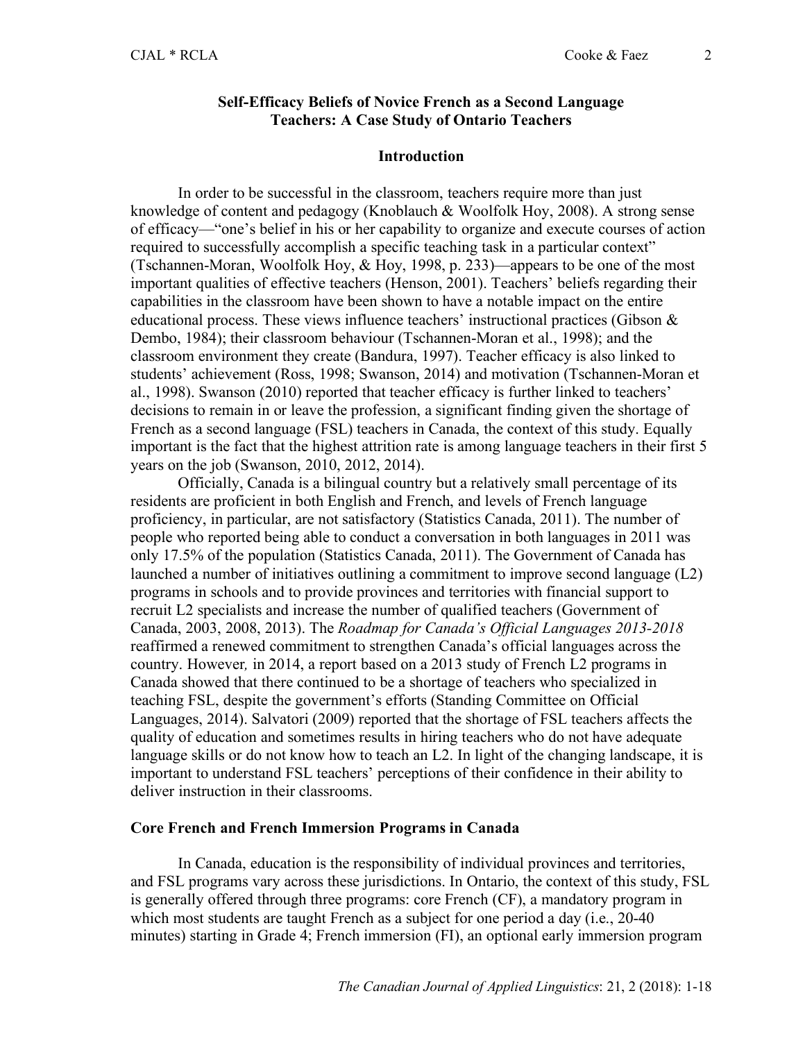# Self-Efficacy Beliefs of Novice French as a Second Language Teachers: A Case Study of Ontario Teachers

## Introduction

In order to be successful in the classroom, teachers require more than just knowledge of content and pedagogy (Knoblauch & Woolfolk Hoy, 2008). A strong sense of efficacy—"one's belief in his or her capability to organize and execute courses of action required to successfully accomplish a specific teaching task in a particular context" (Tschannen-Moran, Woolfolk Hoy, & Hoy, 1998, p. 233)—appears to be one of the most important qualities of effective teachers (Henson, 2001). Teachers' beliefs regarding their capabilities in the classroom have been shown to have a notable impact on the entire educational process. These views influence teachers' instructional practices (Gibson & Dembo, 1984); their classroom behaviour (Tschannen-Moran et al., 1998); and the classroom environment they create (Bandura, 1997). Teacher efficacy is also linked to students' achievement (Ross, 1998; Swanson, 2014) and motivation (Tschannen-Moran et al., 1998). Swanson (2010) reported that teacher efficacy is further linked to teachers' decisions to remain in or leave the profession, a significant finding given the shortage of French as a second language (FSL) teachers in Canada, the context of this study. Equally important is the fact that the highest attrition rate is among language teachers in their first 5 years on the job (Swanson, 2010, 2012, 2014).

Officially, Canada is a bilingual country but a relatively small percentage of its residents are proficient in both English and French, and levels of French language proficiency, in particular, are not satisfactory (Statistics Canada, 2011). The number of people who reported being able to conduct a conversation in both languages in 2011 was only 17.5% of the population (Statistics Canada, 2011). The Government of Canada has launched a number of initiatives outlining a commitment to improve second language (L2) programs in schools and to provide provinces and territories with financial support to recruit L2 specialists and increase the number of qualified teachers (Government of Canada, 2003, 2008, 2013). The *Roadmap for Canada's Official Languages 2013-2018* reaffirmed a renewed commitment to strengthen Canada's official languages across the country. However*,* in 2014, a report based on a 2013 study of French L2 programs in Canada showed that there continued to be a shortage of teachers who specialized in teaching FSL, despite the government's efforts (Standing Committee on Official Languages, 2014). Salvatori (2009) reported that the shortage of FSL teachers affects the quality of education and sometimes results in hiring teachers who do not have adequate language skills or do not know how to teach an L2. In light of the changing landscape, it is important to understand FSL teachers' perceptions of their confidence in their ability to deliver instruction in their classrooms.

### Core French and French Immersion Programs in Canada

In Canada, education is the responsibility of individual provinces and territories, and FSL programs vary across these jurisdictions. In Ontario, the context of this study, FSL is generally offered through three programs: core French (CF), a mandatory program in which most students are taught French as a subject for one period a day (i.e., 20-40 minutes) starting in Grade 4; French immersion (FI), an optional early immersion program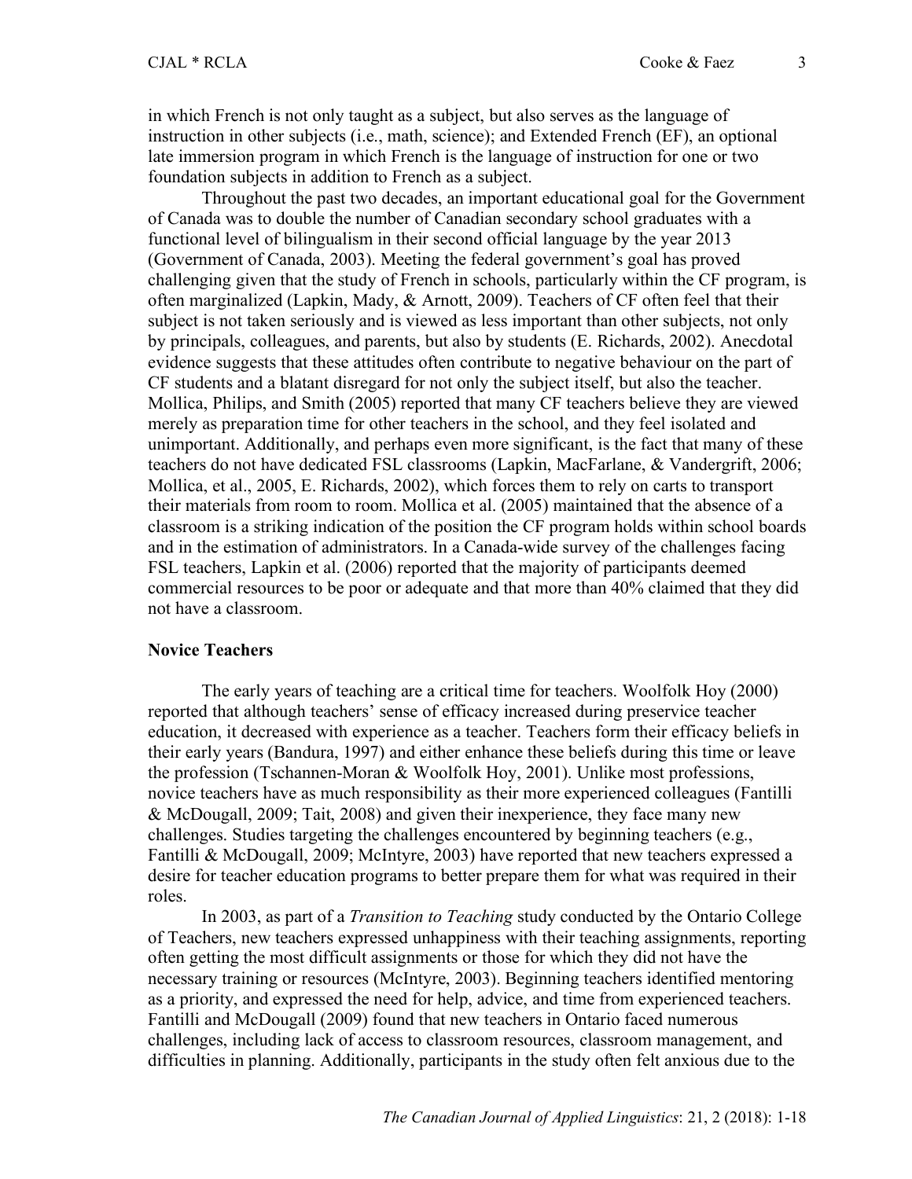in which French is not only taught as a subject, but also serves as the language of instruction in other subjects (i.e., math, science); and Extended French (EF), an optional late immersion program in which French is the language of instruction for one or two foundation subjects in addition to French as a subject.

Throughout the past two decades, an important educational goal for the Government of Canada was to double the number of Canadian secondary school graduates with a functional level of bilingualism in their second official language by the year 2013 (Government of Canada, 2003). Meeting the federal government's goal has proved challenging given that the study of French in schools, particularly within the CF program, is often marginalized (Lapkin, Mady, & Arnott, 2009). Teachers of CF often feel that their subject is not taken seriously and is viewed as less important than other subjects, not only by principals, colleagues, and parents, but also by students (E. Richards, 2002). Anecdotal evidence suggests that these attitudes often contribute to negative behaviour on the part of CF students and a blatant disregard for not only the subject itself, but also the teacher. Mollica, Philips, and Smith (2005) reported that many CF teachers believe they are viewed merely as preparation time for other teachers in the school, and they feel isolated and unimportant. Additionally, and perhaps even more significant, is the fact that many of these teachers do not have dedicated FSL classrooms (Lapkin, MacFarlane, & Vandergrift, 2006; Mollica, et al., 2005, E. Richards, 2002), which forces them to rely on carts to transport their materials from room to room. Mollica et al. (2005) maintained that the absence of a classroom is a striking indication of the position the CF program holds within school boards and in the estimation of administrators. In a Canada-wide survey of the challenges facing FSL teachers, Lapkin et al. (2006) reported that the majority of participants deemed commercial resources to be poor or adequate and that more than 40% claimed that they did not have a classroom.

## Novice Teachers

The early years of teaching are a critical time for teachers. Woolfolk Hoy (2000) reported that although teachers' sense of efficacy increased during preservice teacher education, it decreased with experience as a teacher. Teachers form their efficacy beliefs in their early years (Bandura, 1997) and either enhance these beliefs during this time or leave the profession (Tschannen-Moran & Woolfolk Hoy, 2001). Unlike most professions, novice teachers have as much responsibility as their more experienced colleagues (Fantilli & McDougall, 2009; Tait, 2008) and given their inexperience, they face many new challenges. Studies targeting the challenges encountered by beginning teachers (e.g., Fantilli & McDougall, 2009; McIntyre, 2003) have reported that new teachers expressed a desire for teacher education programs to better prepare them for what was required in their roles.

In 2003, as part of a *Transition to Teaching* study conducted by the Ontario College of Teachers, new teachers expressed unhappiness with their teaching assignments, reporting often getting the most difficult assignments or those for which they did not have the necessary training or resources (McIntyre, 2003). Beginning teachers identified mentoring as a priority, and expressed the need for help, advice, and time from experienced teachers. Fantilli and McDougall (2009) found that new teachers in Ontario faced numerous challenges, including lack of access to classroom resources, classroom management, and difficulties in planning. Additionally, participants in the study often felt anxious due to the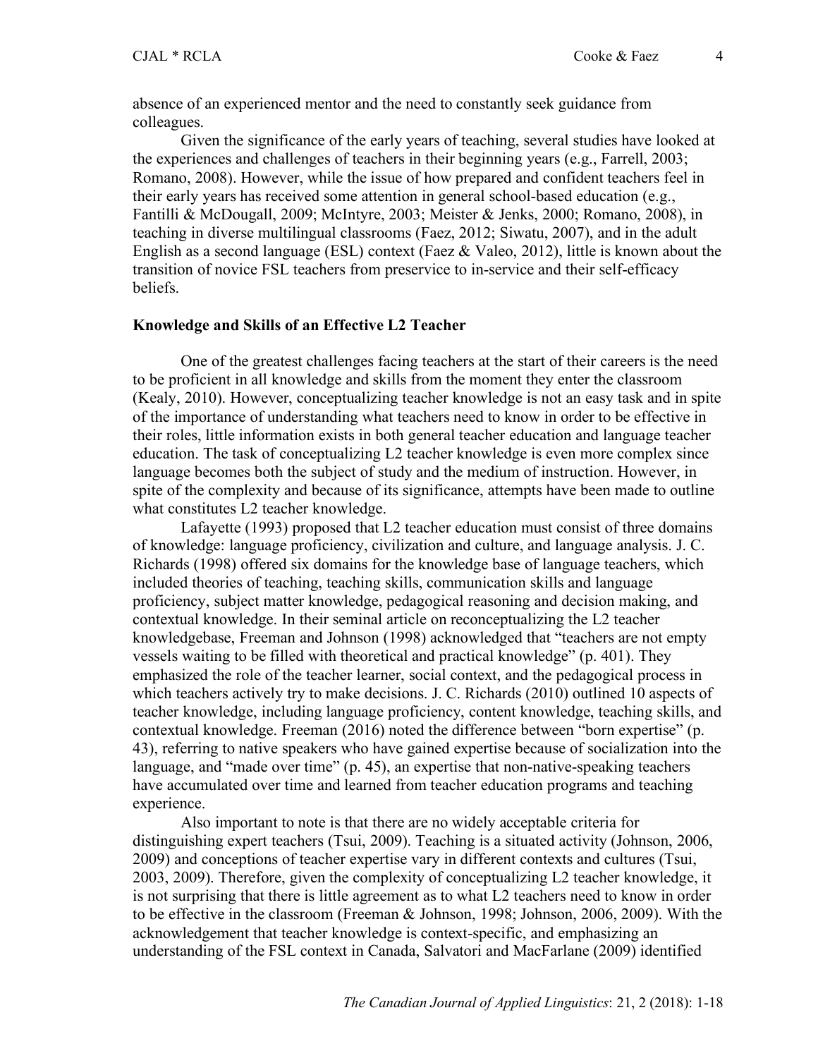absence of an experienced mentor and the need to constantly seek guidance from colleagues.

Given the significance of the early years of teaching, several studies have looked at the experiences and challenges of teachers in their beginning years (e.g., Farrell, 2003; Romano, 2008). However, while the issue of how prepared and confident teachers feel in their early years has received some attention in general school-based education (e.g., Fantilli & McDougall, 2009; McIntyre, 2003; Meister & Jenks, 2000; Romano, 2008), in teaching in diverse multilingual classrooms (Faez, 2012; Siwatu, 2007), and in the adult English as a second language (ESL) context (Faez & Valeo, 2012), little is known about the transition of novice FSL teachers from preservice to in-service and their self-efficacy beliefs.

## Knowledge and Skills of an Effective L2 Teacher

One of the greatest challenges facing teachers at the start of their careers is the need to be proficient in all knowledge and skills from the moment they enter the classroom (Kealy, 2010). However, conceptualizing teacher knowledge is not an easy task and in spite of the importance of understanding what teachers need to know in order to be effective in their roles, little information exists in both general teacher education and language teacher education. The task of conceptualizing L2 teacher knowledge is even more complex since language becomes both the subject of study and the medium of instruction. However, in spite of the complexity and because of its significance, attempts have been made to outline what constitutes L2 teacher knowledge.

Lafayette (1993) proposed that L2 teacher education must consist of three domains of knowledge: language proficiency, civilization and culture, and language analysis. J. C. Richards (1998) offered six domains for the knowledge base of language teachers, which included theories of teaching, teaching skills, communication skills and language proficiency, subject matter knowledge, pedagogical reasoning and decision making, and contextual knowledge. In their seminal article on reconceptualizing the L2 teacher knowledgebase, Freeman and Johnson (1998) acknowledged that "teachers are not empty vessels waiting to be filled with theoretical and practical knowledge" (p. 401). They emphasized the role of the teacher learner, social context, and the pedagogical process in which teachers actively try to make decisions. J. C. Richards (2010) outlined 10 aspects of teacher knowledge, including language proficiency, content knowledge, teaching skills, and contextual knowledge. Freeman (2016) noted the difference between "born expertise" (p. 43), referring to native speakers who have gained expertise because of socialization into the language, and "made over time" (p. 45), an expertise that non-native-speaking teachers have accumulated over time and learned from teacher education programs and teaching experience.

Also important to note is that there are no widely acceptable criteria for distinguishing expert teachers (Tsui, 2009). Teaching is a situated activity (Johnson, 2006, 2009) and conceptions of teacher expertise vary in different contexts and cultures (Tsui, 2003, 2009). Therefore, given the complexity of conceptualizing L2 teacher knowledge, it is not surprising that there is little agreement as to what L2 teachers need to know in order to be effective in the classroom (Freeman & Johnson, 1998; Johnson, 2006, 2009). With the acknowledgement that teacher knowledge is context-specific, and emphasizing an understanding of the FSL context in Canada, Salvatori and MacFarlane (2009) identified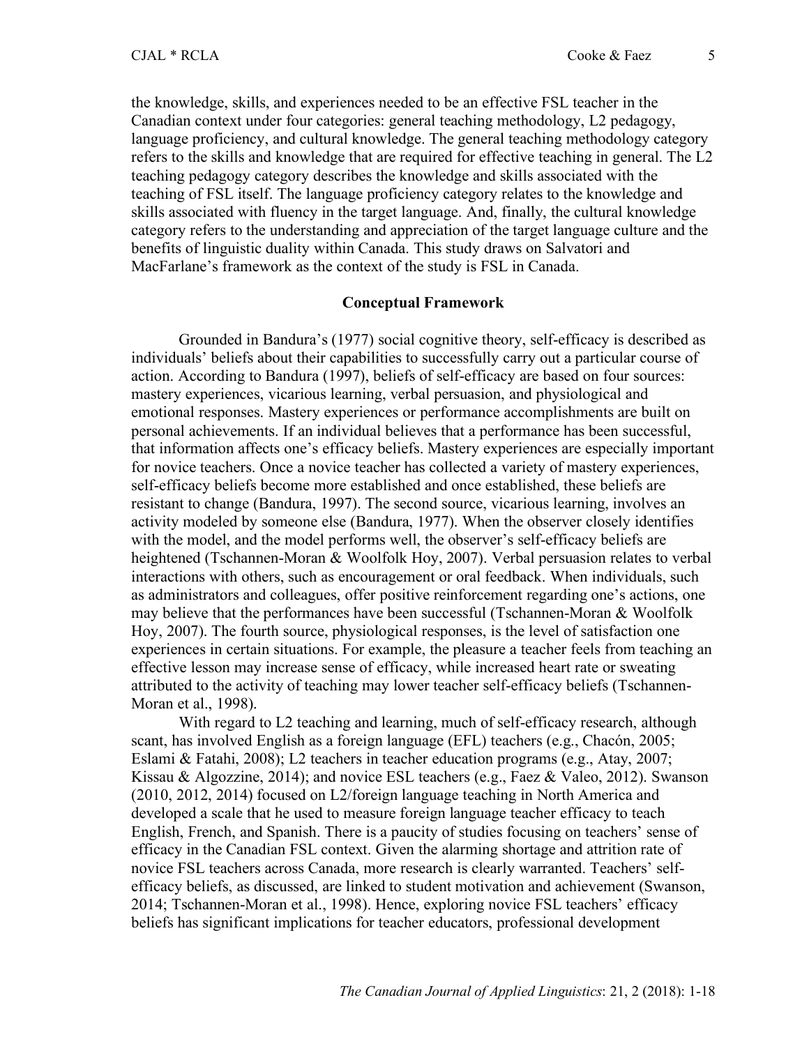the knowledge, skills, and experiences needed to be an effective FSL teacher in the Canadian context under four categories: general teaching methodology, L2 pedagogy, language proficiency, and cultural knowledge. The general teaching methodology category refers to the skills and knowledge that are required for effective teaching in general. The L2 teaching pedagogy category describes the knowledge and skills associated with the teaching of FSL itself. The language proficiency category relates to the knowledge and skills associated with fluency in the target language. And, finally, the cultural knowledge category refers to the understanding and appreciation of the target language culture and the benefits of linguistic duality within Canada. This study draws on Salvatori and MacFarlane's framework as the context of the study is FSL in Canada.

## Conceptual Framework

Grounded in Bandura's (1977) social cognitive theory, self-efficacy is described as individuals' beliefs about their capabilities to successfully carry out a particular course of action. According to Bandura (1997), beliefs of self-efficacy are based on four sources: mastery experiences, vicarious learning, verbal persuasion, and physiological and emotional responses. Mastery experiences or performance accomplishments are built on personal achievements. If an individual believes that a performance has been successful, that information affects one's efficacy beliefs. Mastery experiences are especially important for novice teachers. Once a novice teacher has collected a variety of mastery experiences, self-efficacy beliefs become more established and once established, these beliefs are resistant to change (Bandura, 1997). The second source, vicarious learning, involves an activity modeled by someone else (Bandura, 1977). When the observer closely identifies with the model, and the model performs well, the observer's self-efficacy beliefs are heightened (Tschannen-Moran & Woolfolk Hoy, 2007). Verbal persuasion relates to verbal interactions with others, such as encouragement or oral feedback. When individuals, such as administrators and colleagues, offer positive reinforcement regarding one's actions, one may believe that the performances have been successful (Tschannen-Moran & Woolfolk Hoy, 2007). The fourth source, physiological responses, is the level of satisfaction one experiences in certain situations. For example, the pleasure a teacher feels from teaching an effective lesson may increase sense of efficacy, while increased heart rate or sweating attributed to the activity of teaching may lower teacher self-efficacy beliefs (Tschannen-Moran et al., 1998).

With regard to L2 teaching and learning, much of self-efficacy research, although scant, has involved English as a foreign language (EFL) teachers (e.g., Chacón, 2005; Eslami & Fatahi, 2008); L2 teachers in teacher education programs (e.g., Atay, 2007; Kissau & Algozzine, 2014); and novice ESL teachers (e.g., Faez & Valeo, 2012). Swanson (2010, 2012, 2014) focused on L2/foreign language teaching in North America and developed a scale that he used to measure foreign language teacher efficacy to teach English, French, and Spanish. There is a paucity of studies focusing on teachers' sense of efficacy in the Canadian FSL context. Given the alarming shortage and attrition rate of novice FSL teachers across Canada, more research is clearly warranted. Teachers' self-efficacy beliefs, as discussed, are linked to student motivation and achievement (Swanson, 2014; Tschannen-Moran et al., 1998). Hence, exploring novice FSL teachers' efficacy beliefs has significant implications for teacher educators, professional development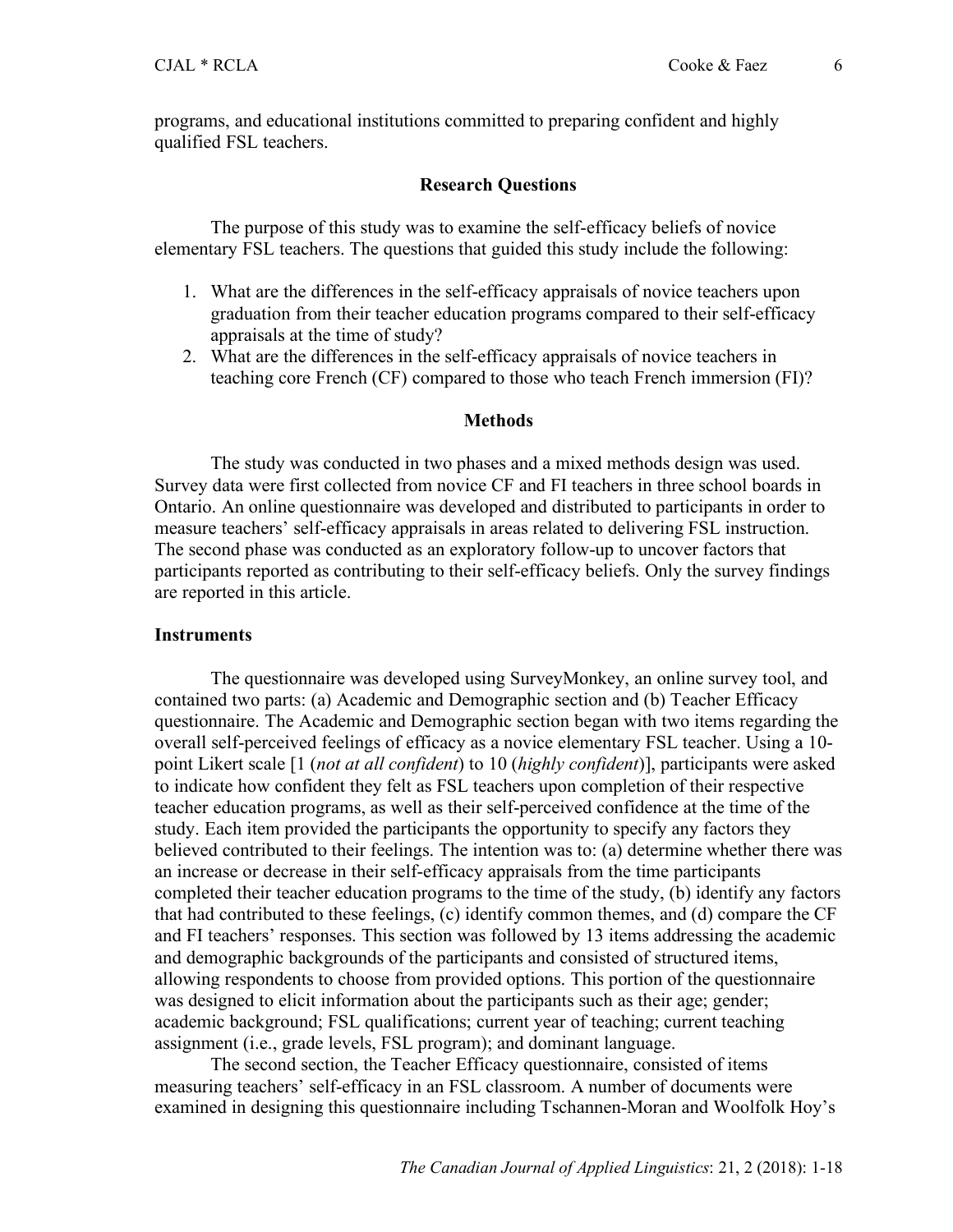programs, and educational institutions committed to preparing confident and highly qualified FSL teachers.

## Research Questions

The purpose of this study was to examine the self-efficacy beliefs of novice elementary FSL teachers. The questions that guided this study include the following:

1. What are the differences in the self-efficacy appraisals of novice teachers upon graduation from their teacher education programs compared to their self-efficacy appraisals at the time of study?
2. What are the differences in the self-efficacy appraisals of novice teachers in teaching core French (CF) compared to those who teach French immersion (FI)?

## Methods

The study was conducted in two phases and a mixed methods design was used. Survey data were first collected from novice CF and FI teachers in three school boards in Ontario. An online questionnaire was developed and distributed to participants in order to measure teachers' self-efficacy appraisals in areas related to delivering FSL instruction. The second phase was conducted as an exploratory follow-up to uncover factors that participants reported as contributing to their self-efficacy beliefs. Only the survey findings are reported in this article.

### Instruments

The questionnaire was developed using SurveyMonkey, an online survey tool, and contained two parts: (a) Academic and Demographic section and (b) Teacher Efficacy questionnaire. The Academic and Demographic section began with two items regarding the overall self-perceived feelings of efficacy as a novice elementary FSL teacher. Using a 10-point Likert scale [1 (*not at all confident*) to 10 (*highly confident*)], participants were asked to indicate how confident they felt as FSL teachers upon completion of their respective teacher education programs, as well as their self-perceived confidence at the time of the study. Each item provided the participants the opportunity to specify any factors they believed contributed to their feelings. The intention was to: (a) determine whether there was an increase or decrease in their self-efficacy appraisals from the time participants completed their teacher education programs to the time of the study, (b) identify any factors that had contributed to these feelings, (c) identify common themes, and (d) compare the CF and FI teachers' responses. This section was followed by 13 items addressing the academic and demographic backgrounds of the participants and consisted of structured items, allowing respondents to choose from provided options. This portion of the questionnaire was designed to elicit information about the participants such as their age; gender; academic background; FSL qualifications; current year of teaching; current teaching assignment (i.e., grade levels, FSL program); and dominant language.

The second section, the Teacher Efficacy questionnaire, consisted of items measuring teachers' self-efficacy in an FSL classroom. A number of documents were examined in designing this questionnaire including Tschannen-Moran and Woolfolk Hoy's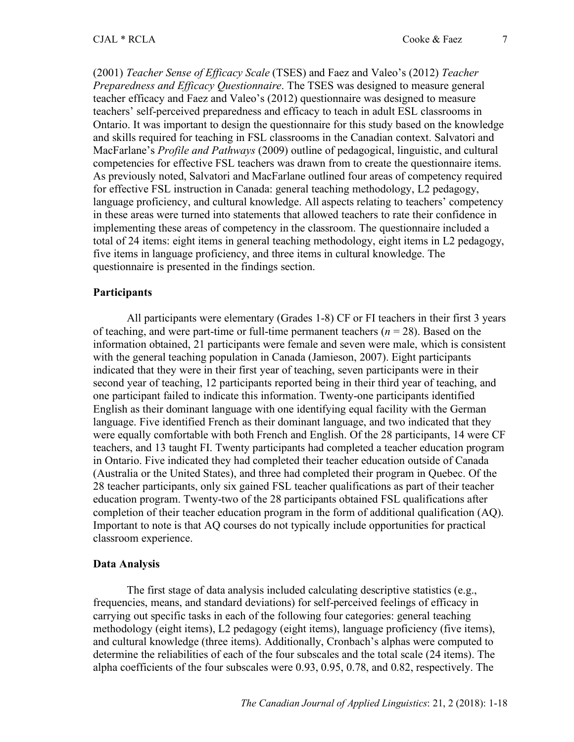(2001) *Teacher Sense of Efficacy Scale* (TSES) and Faez and Valeo's (2012) *Teacher Preparedness and Efficacy Questionnaire*. The TSES was designed to measure general teacher efficacy and Faez and Valeo's (2012) questionnaire was designed to measure teachers' self-perceived preparedness and efficacy to teach in adult ESL classrooms in Ontario. It was important to design the questionnaire for this study based on the knowledge and skills required for teaching in FSL classrooms in the Canadian context. Salvatori and MacFarlane's *Profile and Pathways* (2009) outline of pedagogical, linguistic, and cultural competencies for effective FSL teachers was drawn from to create the questionnaire items. As previously noted, Salvatori and MacFarlane outlined four areas of competency required for effective FSL instruction in Canada: general teaching methodology, L2 pedagogy, language proficiency, and cultural knowledge. All aspects relating to teachers' competency in these areas were turned into statements that allowed teachers to rate their confidence in implementing these areas of competency in the classroom. The questionnaire included a total of 24 items: eight items in general teaching methodology, eight items in L2 pedagogy, five items in language proficiency, and three items in cultural knowledge. The questionnaire is presented in the findings section.

### Participants

All participants were elementary (Grades 1-8) CF or FI teachers in their first 3 years of teaching, and were part-time or full-time permanent teachers ($n$ = 28). Based on the information obtained, 21 participants were female and seven were male, which is consistent with the general teaching population in Canada (Jamieson, 2007). Eight participants indicated that they were in their first year of teaching, seven participants were in their second year of teaching, 12 participants reported being in their third year of teaching, and one participant failed to indicate this information. Twenty-one participants identified English as their dominant language with one identifying equal facility with the German language. Five identified French as their dominant language, and two indicated that they were equally comfortable with both French and English. Of the 28 participants, 14 were CF teachers, and 13 taught FI. Twenty participants had completed a teacher education program in Ontario. Five indicated they had completed their teacher education outside of Canada (Australia or the United States), and three had completed their program in Quebec. Of the 28 teacher participants, only six gained FSL teacher qualifications as part of their teacher education program. Twenty-two of the 28 participants obtained FSL qualifications after completion of their teacher education program in the form of additional qualification (AQ). Important to note is that AQ courses do not typically include opportunities for practical classroom experience.

### Data Analysis

The first stage of data analysis included calculating descriptive statistics (e.g., frequencies, means, and standard deviations) for self-perceived feelings of efficacy in carrying out specific tasks in each of the following four categories: general teaching methodology (eight items), L2 pedagogy (eight items), language proficiency (five items), and cultural knowledge (three items). Additionally, Cronbach's alphas were computed to determine the reliabilities of each of the four subscales and the total scale (24 items). The alpha coefficients of the four subscales were 0.93, 0.95, 0.78, and 0.82, respectively. The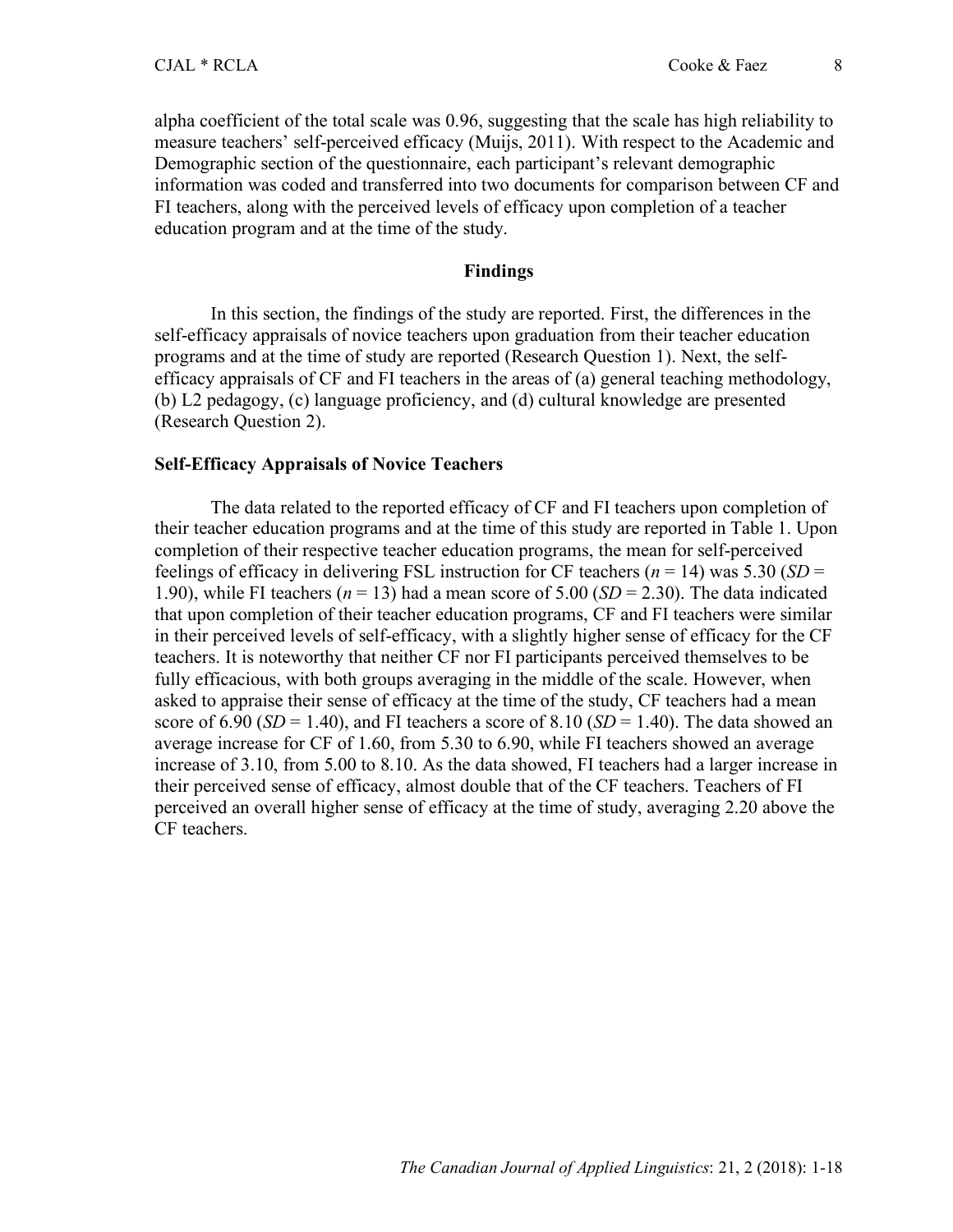alpha coefficient of the total scale was 0.96, suggesting that the scale has high reliability to measure teachers' self-perceived efficacy (Muijs, 2011). With respect to the Academic and Demographic section of the questionnaire, each participant's relevant demographic information was coded and transferred into two documents for comparison between CF and FI teachers, along with the perceived levels of efficacy upon completion of a teacher education program and at the time of the study.

## Findings

In this section, the findings of the study are reported. First, the differences in the self-efficacy appraisals of novice teachers upon graduation from their teacher education programs and at the time of study are reported (Research Question 1). Next, the self-efficacy appraisals of CF and FI teachers in the areas of (a) general teaching methodology, (b) L2 pedagogy, (c) language proficiency, and (d) cultural knowledge are presented (Research Question 2).

### Self-Efficacy Appraisals of Novice Teachers

The data related to the reported efficacy of CF and FI teachers upon completion of their teacher education programs and at the time of this study are reported in Table 1. Upon completion of their respective teacher education programs, the mean for self-perceived feelings of efficacy in delivering FSL instruction for CF teachers ($n = 14$) was 5.30 ($SD = 1.90$), while FI teachers ($n = 13$) had a mean score of 5.00 ($SD = 2.30$). The data indicated that upon completion of their teacher education programs, CF and FI teachers were similar in their perceived levels of self-efficacy, with a slightly higher sense of efficacy for the CF teachers. It is noteworthy that neither CF nor FI participants perceived themselves to be fully efficacious, with both groups averaging in the middle of the scale. However, when asked to appraise their sense of efficacy at the time of the study, CF teachers had a mean score of 6.90 ($SD = 1.40$), and FI teachers a score of 8.10 ($SD = 1.40$). The data showed an average increase for CF of 1.60, from 5.30 to 6.90, while FI teachers showed an average increase of 3.10, from 5.00 to 8.10. As the data showed, FI teachers had a larger increase in their perceived sense of efficacy, almost double that of the CF teachers. Teachers of FI perceived an overall higher sense of efficacy at the time of study, averaging 2.20 above the CF teachers.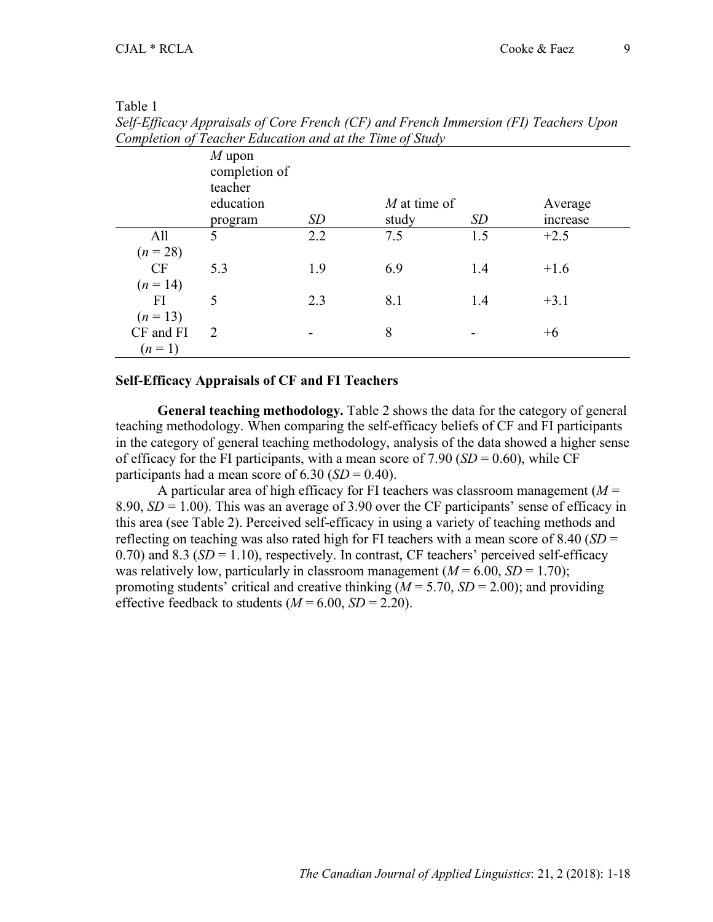Table 1

*Self-Efficacy Appraisals of Core French (CF) and French Immersion (FI) Teachers Upon Completion of Teacher Education and at the Time of Study*

| | *M* upon completion of teacher education program | *SD* | *M* at time of study | *SD* | Average increase |
|---|---|---|---|---|---|
| All (*n* = 28) | 5 | 2.2 | 7.5 | 1.5 | +2.5 |
| CF (*n* = 14) | 5.3 | 1.9 | 6.9 | 1.4 | +1.6 |
| FI (*n* = 13) | 5 | 2.3 | 8.1 | 1.4 | +3.1 |
| CF and FI (*n* = 1) | 2 | - | 8 | - | +6 |

### Self-Efficacy Appraisals of CF and FI Teachers

**General teaching methodology.** Table 2 shows the data for the category of general teaching methodology. When comparing the self-efficacy beliefs of CF and FI participants in the category of general teaching methodology, analysis of the data showed a higher sense of efficacy for the FI participants, with a mean score of 7.90 ($SD$ = 0.60), while CF participants had a mean score of 6.30 ($SD$ = 0.40).

A particular area of high efficacy for FI teachers was classroom management ($M$ = 8.90, $SD$ = 1.00). This was an average of 3.90 over the CF participants' sense of efficacy in this area (see Table 2). Perceived self-efficacy in using a variety of teaching methods and reflecting on teaching was also rated high for FI teachers with a mean score of 8.40 ($SD$ = 0.70) and 8.3 ($SD$ = 1.10), respectively. In contrast, CF teachers' perceived self-efficacy was relatively low, particularly in classroom management ($M$ = 6.00, $SD$ = 1.70); promoting students' critical and creative thinking ($M$ = 5.70, $SD$ = 2.00); and providing effective feedback to students ($M$ = 6.00, $SD$ = 2.20).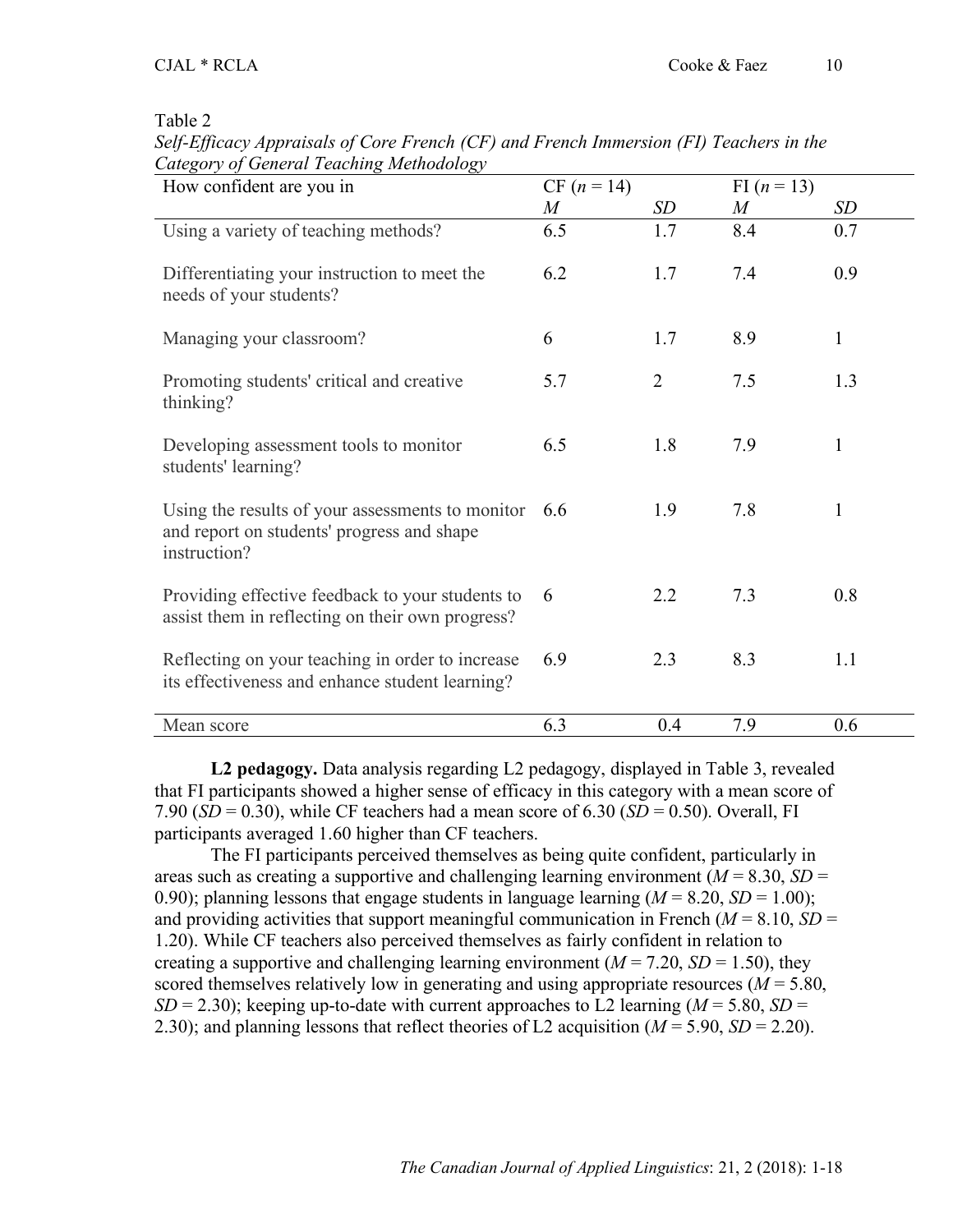Table 2

*Self-Efficacy Appraisals of Core French (CF) and French Immersion (FI) Teachers in the Category of General Teaching Methodology*

| How confident are you in | CF ($n$ = 14) | | FI ($n$ = 13) | |
|---|---|---|---|---|
| | *M* | *SD* | *M* | *SD* |
| Using a variety of teaching methods? | 6.5 | 1.7 | 8.4 | 0.7 |
| Differentiating your instruction to meet the needs of your students? | 6.2 | 1.7 | 7.4 | 0.9 |
| Managing your classroom? | 6 | 1.7 | 8.9 | 1 |
| Promoting students' critical and creative thinking? | 5.7 | 2 | 7.5 | 1.3 |
| Developing assessment tools to monitor students' learning? | 6.5 | 1.8 | 7.9 | 1 |
| Using the results of your assessments to monitor and report on students' progress and shape instruction? | 6.6 | 1.9 | 7.8 | 1 |
| Providing effective feedback to your students to assist them in reflecting on their own progress? | 6 | 2.2 | 7.3 | 0.8 |
| Reflecting on your teaching in order to increase its effectiveness and enhance student learning? | 6.9 | 2.3 | 8.3 | 1.1 |
| Mean score | 6.3 | 0.4 | 7.9 | 0.6 |

**L2 pedagogy.** Data analysis regarding L2 pedagogy, displayed in Table 3, revealed that FI participants showed a higher sense of efficacy in this category with a mean score of 7.90 (*SD* = 0.30), while CF teachers had a mean score of 6.30 (*SD* = 0.50). Overall, FI participants averaged 1.60 higher than CF teachers.

The FI participants perceived themselves as being quite confident, particularly in areas such as creating a supportive and challenging learning environment (*M* = 8.30, *SD* = 0.90); planning lessons that engage students in language learning (*M* = 8.20, *SD* = 1.00); and providing activities that support meaningful communication in French (*M* = 8.10, *SD* = 1.20). While CF teachers also perceived themselves as fairly confident in relation to creating a supportive and challenging learning environment (*M* = 7.20, *SD* = 1.50), they scored themselves relatively low in generating and using appropriate resources (*M* = 5.80, *SD* = 2.30); keeping up-to-date with current approaches to L2 learning (*M* = 5.80, *SD* = 2.30); and planning lessons that reflect theories of L2 acquisition (*M* = 5.90, *SD* = 2.20).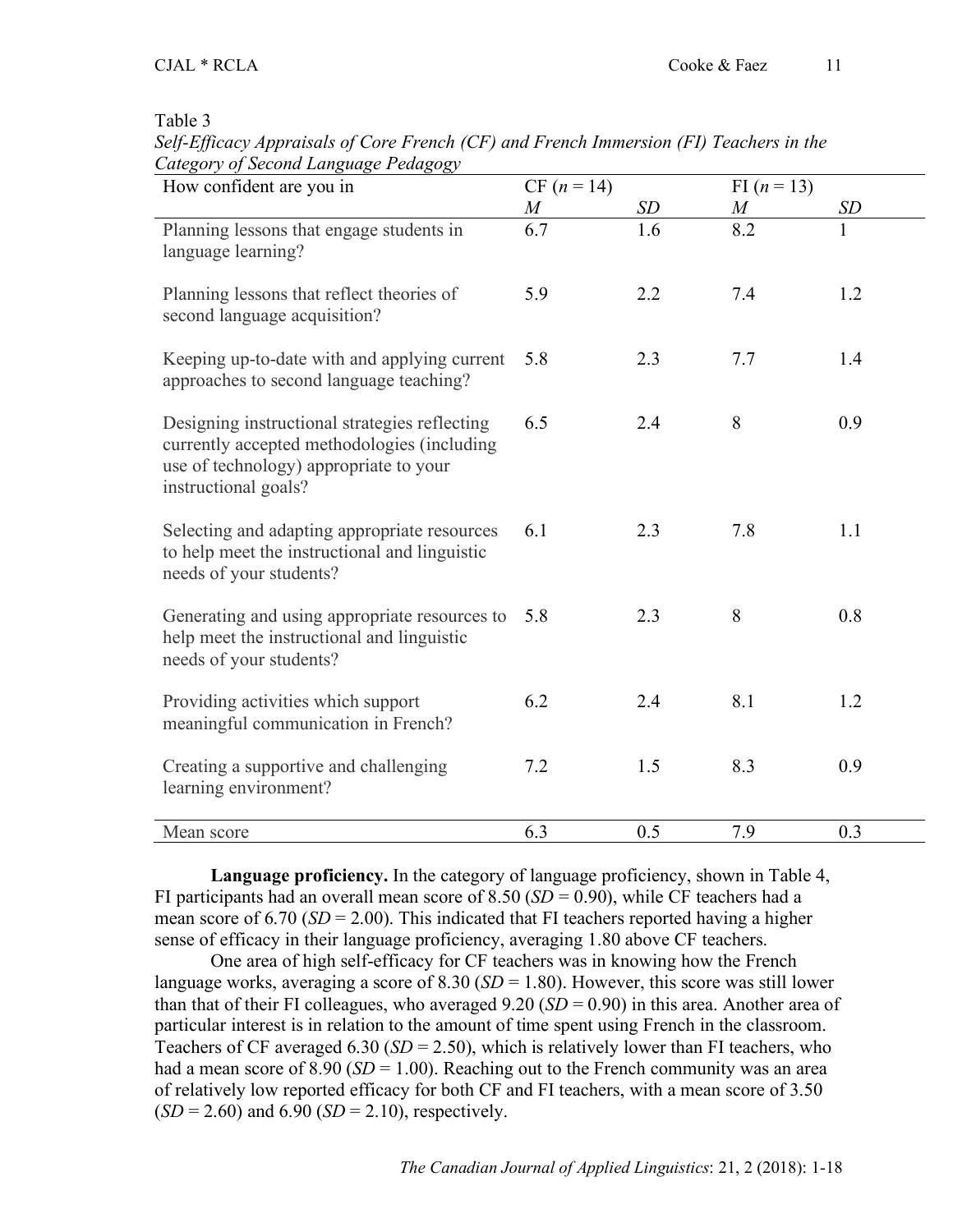Table 3

*Self-Efficacy Appraisals of Core French (CF) and French Immersion (FI) Teachers in the Category of Second Language Pedagogy*

| How confident are you in | CF ($n$ = 14) | | FI ($n$ = 13) | |
|---|---|---|---|---|
| | *M* | *SD* | *M* | *SD* |
| Planning lessons that engage students in language learning? | 6.7 | 1.6 | 8.2 | 1 |
| Planning lessons that reflect theories of second language acquisition? | 5.9 | 2.2 | 7.4 | 1.2 |
| Keeping up-to-date with and applying current approaches to second language teaching? | 5.8 | 2.3 | 7.7 | 1.4 |
| Designing instructional strategies reflecting currently accepted methodologies (including use of technology) appropriate to your instructional goals? | 6.5 | 2.4 | 8 | 0.9 |
| Selecting and adapting appropriate resources to help meet the instructional and linguistic needs of your students? | 6.1 | 2.3 | 7.8 | 1.1 |
| Generating and using appropriate resources to help meet the instructional and linguistic needs of your students? | 5.8 | 2.3 | 8 | 0.8 |
| Providing activities which support meaningful communication in French? | 6.2 | 2.4 | 8.1 | 1.2 |
| Creating a supportive and challenging learning environment? | 7.2 | 1.5 | 8.3 | 0.9 |
| Mean score | 6.3 | 0.5 | 7.9 | 0.3 |

**Language proficiency.** In the category of language proficiency, shown in Table 4, FI participants had an overall mean score of 8.50 (*SD* = 0.90), while CF teachers had a mean score of 6.70 (*SD* = 2.00). This indicated that FI teachers reported having a higher sense of efficacy in their language proficiency, averaging 1.80 above CF teachers.

One area of high self-efficacy for CF teachers was in knowing how the French language works, averaging a score of 8.30 (*SD* = 1.80). However, this score was still lower than that of their FI colleagues, who averaged 9.20 (*SD* = 0.90) in this area. Another area of particular interest is in relation to the amount of time spent using French in the classroom. Teachers of CF averaged 6.30 (*SD* = 2.50), which is relatively lower than FI teachers, who had a mean score of 8.90 (*SD* = 1.00). Reaching out to the French community was an area of relatively low reported efficacy for both CF and FI teachers, with a mean score of 3.50 (*SD* = 2.60) and 6.90 (*SD* = 2.10), respectively.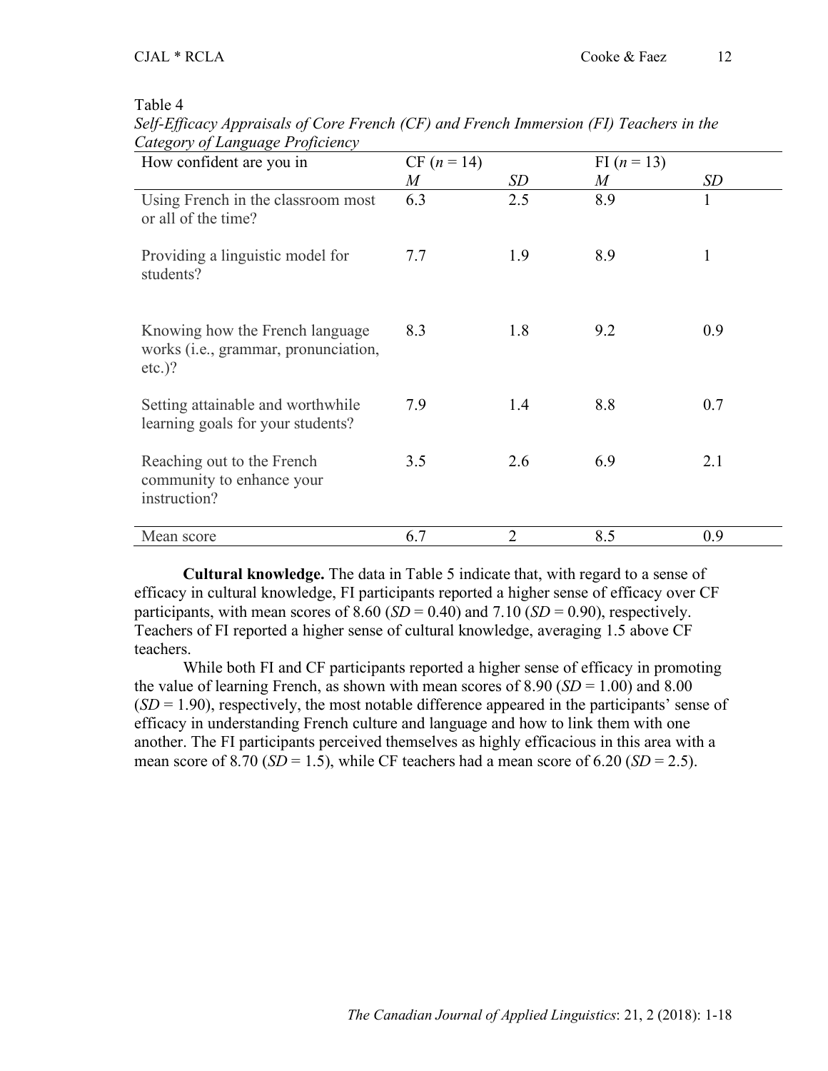Table 4

*Self-Efficacy Appraisals of Core French (CF) and French Immersion (FI) Teachers in the Category of Language Proficiency*

| How confident are you in | CF ($n$ = 14) | | FI ($n$ = 13) | |
|---|---|---|---|---|
| | *M* | *SD* | *M* | *SD* |
| Using French in the classroom most or all of the time? | 6.3 | 2.5 | 8.9 | 1 |
| Providing a linguistic model for students? | 7.7 | 1.9 | 8.9 | 1 |
| Knowing how the French language works (i.e., grammar, pronunciation, etc.)? | 8.3 | 1.8 | 9.2 | 0.9 |
| Setting attainable and worthwhile learning goals for your students? | 7.9 | 1.4 | 8.8 | 0.7 |
| Reaching out to the French community to enhance your instruction? | 3.5 | 2.6 | 6.9 | 2.1 |
| Mean score | 6.7 | 2 | 8.5 | 0.9 |

**Cultural knowledge.** The data in Table 5 indicate that, with regard to a sense of efficacy in cultural knowledge, FI participants reported a higher sense of efficacy over CF participants, with mean scores of 8.60 (*SD* = 0.40) and 7.10 (*SD* = 0.90), respectively. Teachers of FI reported a higher sense of cultural knowledge, averaging 1.5 above CF teachers.

While both FI and CF participants reported a higher sense of efficacy in promoting the value of learning French, as shown with mean scores of 8.90 (*SD* = 1.00) and 8.00 (*SD* = 1.90), respectively, the most notable difference appeared in the participants' sense of efficacy in understanding French culture and language and how to link them with one another. The FI participants perceived themselves as highly efficacious in this area with a mean score of 8.70 (*SD* = 1.5), while CF teachers had a mean score of 6.20 (*SD* = 2.5).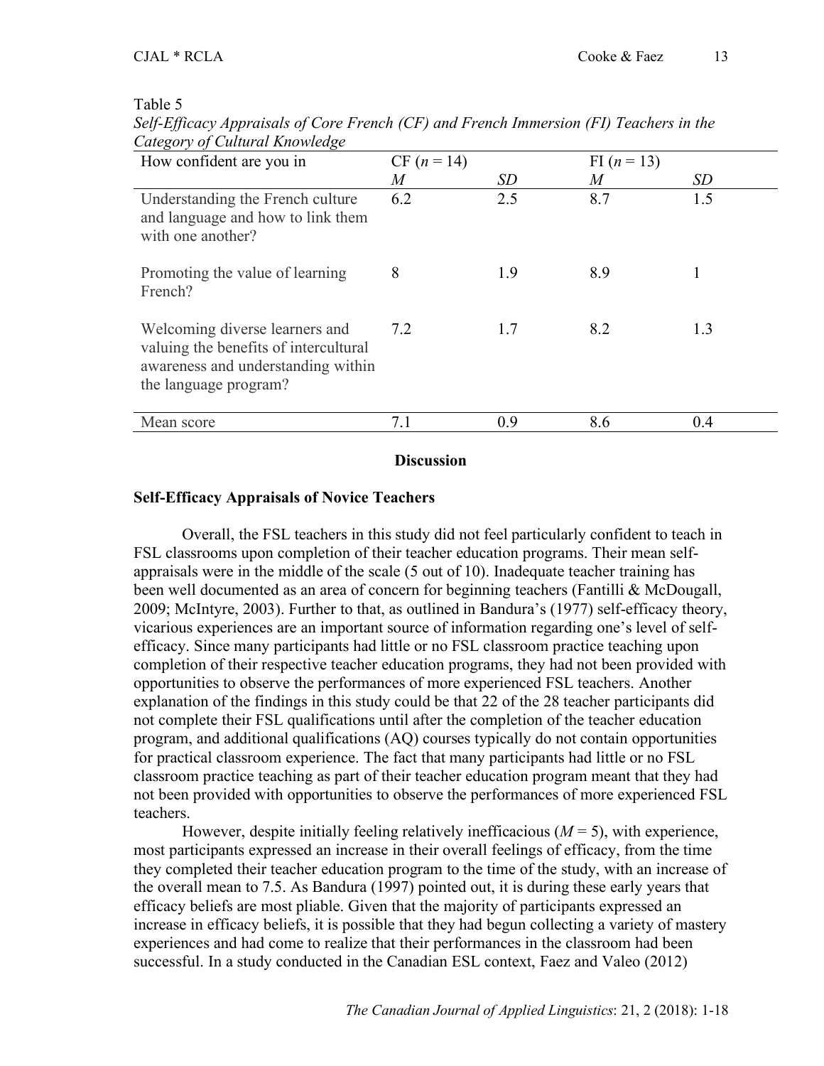Table 5
*Self-Efficacy Appraisals of Core French (CF) and French Immersion (FI) Teachers in the Category of Cultural Knowledge*

| How confident are you in | CF ($n$ = 14) | | FI ($n$ = 13) | |
|---|---|---|---|---|
| | *M* | *SD* | *M* | *SD* |
| Understanding the French culture and language and how to link them with one another? | 6.2 | 2.5 | 8.7 | 1.5 |
| Promoting the value of learning French? | 8 | 1.9 | 8.9 | 1 |
| Welcoming diverse learners and valuing the benefits of intercultural awareness and understanding within the language program? | 7.2 | 1.7 | 8.2 | 1.3 |
| Mean score | 7.1 | 0.9 | 8.6 | 0.4 |

## Discussion

### Self-Efficacy Appraisals of Novice Teachers

Overall, the FSL teachers in this study did not feel particularly confident to teach in FSL classrooms upon completion of their teacher education programs. Their mean self-appraisals were in the middle of the scale (5 out of 10). Inadequate teacher training has been well documented as an area of concern for beginning teachers (Fantilli & McDougall, 2009; McIntyre, 2003). Further to that, as outlined in Bandura's (1977) self-efficacy theory, vicarious experiences are an important source of information regarding one's level of self-efficacy. Since many participants had little or no FSL classroom practice teaching upon completion of their respective teacher education programs, they had not been provided with opportunities to observe the performances of more experienced FSL teachers. Another explanation of the findings in this study could be that 22 of the 28 teacher participants did not complete their FSL qualifications until after the completion of the teacher education program, and additional qualifications (AQ) courses typically do not contain opportunities for practical classroom experience. The fact that many participants had little or no FSL classroom practice teaching as part of their teacher education program meant that they had not been provided with opportunities to observe the performances of more experienced FSL teachers.

However, despite initially feeling relatively inefficacious ($M$ = 5), with experience, most participants expressed an increase in their overall feelings of efficacy, from the time they completed their teacher education program to the time of the study, with an increase of the overall mean to 7.5. As Bandura (1997) pointed out, it is during these early years that efficacy beliefs are most pliable. Given that the majority of participants expressed an increase in efficacy beliefs, it is possible that they had begun collecting a variety of mastery experiences and had come to realize that their performances in the classroom had been successful. In a study conducted in the Canadian ESL context, Faez and Valeo (2012)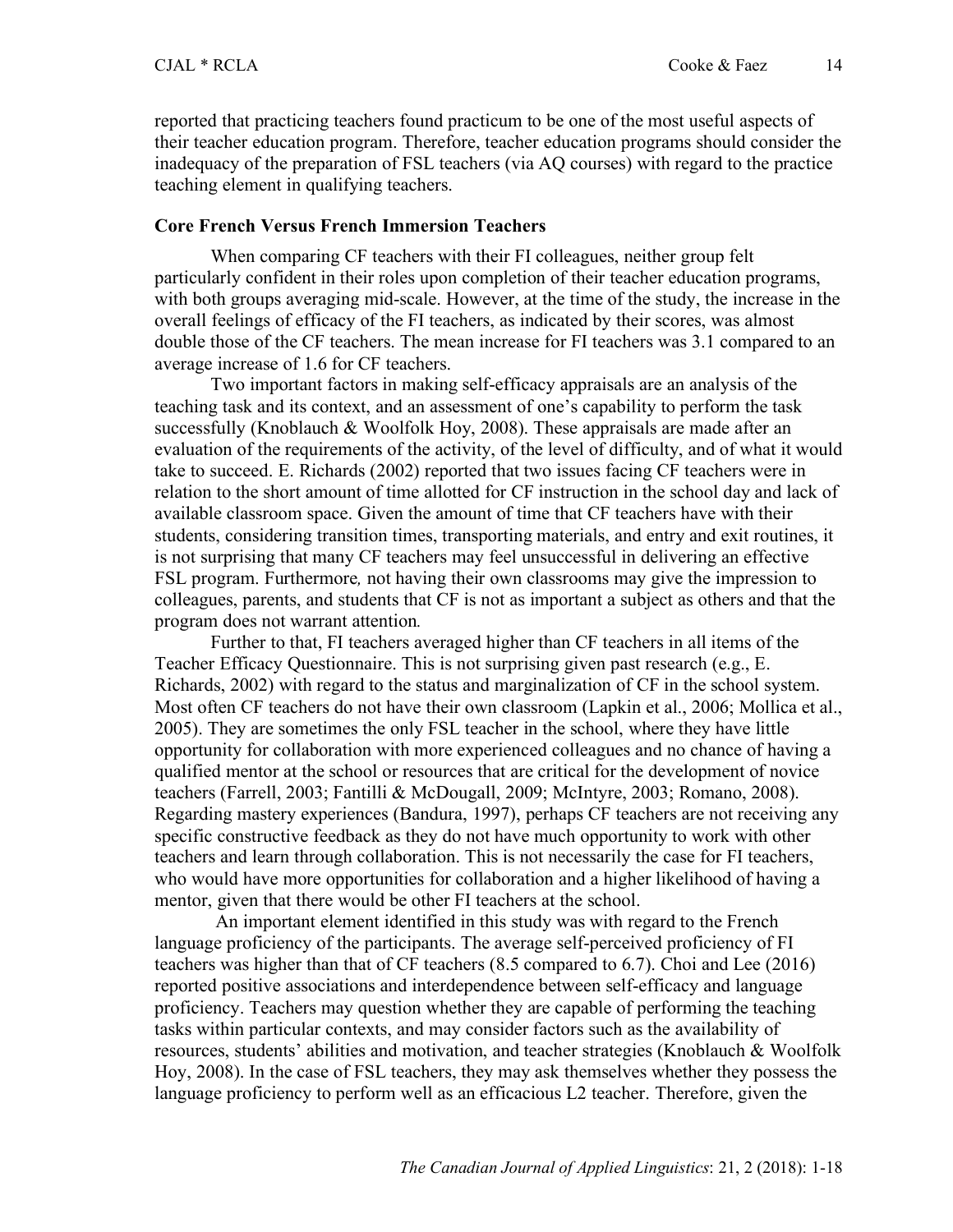reported that practicing teachers found practicum to be one of the most useful aspects of their teacher education program. Therefore, teacher education programs should consider the inadequacy of the preparation of FSL teachers (via AQ courses) with regard to the practice teaching element in qualifying teachers.

### Core French Versus French Immersion Teachers

When comparing CF teachers with their FI colleagues, neither group felt particularly confident in their roles upon completion of their teacher education programs, with both groups averaging mid-scale. However, at the time of the study, the increase in the overall feelings of efficacy of the FI teachers, as indicated by their scores, was almost double those of the CF teachers. The mean increase for FI teachers was 3.1 compared to an average increase of 1.6 for CF teachers.

Two important factors in making self-efficacy appraisals are an analysis of the teaching task and its context, and an assessment of one's capability to perform the task successfully (Knoblauch & Woolfolk Hoy, 2008). These appraisals are made after an evaluation of the requirements of the activity, of the level of difficulty, and of what it would take to succeed. E. Richards (2002) reported that two issues facing CF teachers were in relation to the short amount of time allotted for CF instruction in the school day and lack of available classroom space. Given the amount of time that CF teachers have with their students, considering transition times, transporting materials, and entry and exit routines, it is not surprising that many CF teachers may feel unsuccessful in delivering an effective FSL program. Furthermore*,* not having their own classrooms may give the impression to colleagues, parents, and students that CF is not as important a subject as others and that the program does not warrant attention*.*

Further to that, FI teachers averaged higher than CF teachers in all items of the Teacher Efficacy Questionnaire. This is not surprising given past research (e.g., E. Richards, 2002) with regard to the status and marginalization of CF in the school system. Most often CF teachers do not have their own classroom (Lapkin et al., 2006; Mollica et al., 2005). They are sometimes the only FSL teacher in the school, where they have little opportunity for collaboration with more experienced colleagues and no chance of having a qualified mentor at the school or resources that are critical for the development of novice teachers (Farrell, 2003; Fantilli & McDougall, 2009; McIntyre, 2003; Romano, 2008). Regarding mastery experiences (Bandura, 1997), perhaps CF teachers are not receiving any specific constructive feedback as they do not have much opportunity to work with other teachers and learn through collaboration. This is not necessarily the case for FI teachers, who would have more opportunities for collaboration and a higher likelihood of having a mentor, given that there would be other FI teachers at the school.

An important element identified in this study was with regard to the French language proficiency of the participants. The average self-perceived proficiency of FI teachers was higher than that of CF teachers (8.5 compared to 6.7). Choi and Lee (2016) reported positive associations and interdependence between self-efficacy and language proficiency. Teachers may question whether they are capable of performing the teaching tasks within particular contexts, and may consider factors such as the availability of resources, students' abilities and motivation, and teacher strategies (Knoblauch & Woolfolk Hoy, 2008). In the case of FSL teachers, they may ask themselves whether they possess the language proficiency to perform well as an efficacious L2 teacher. Therefore, given the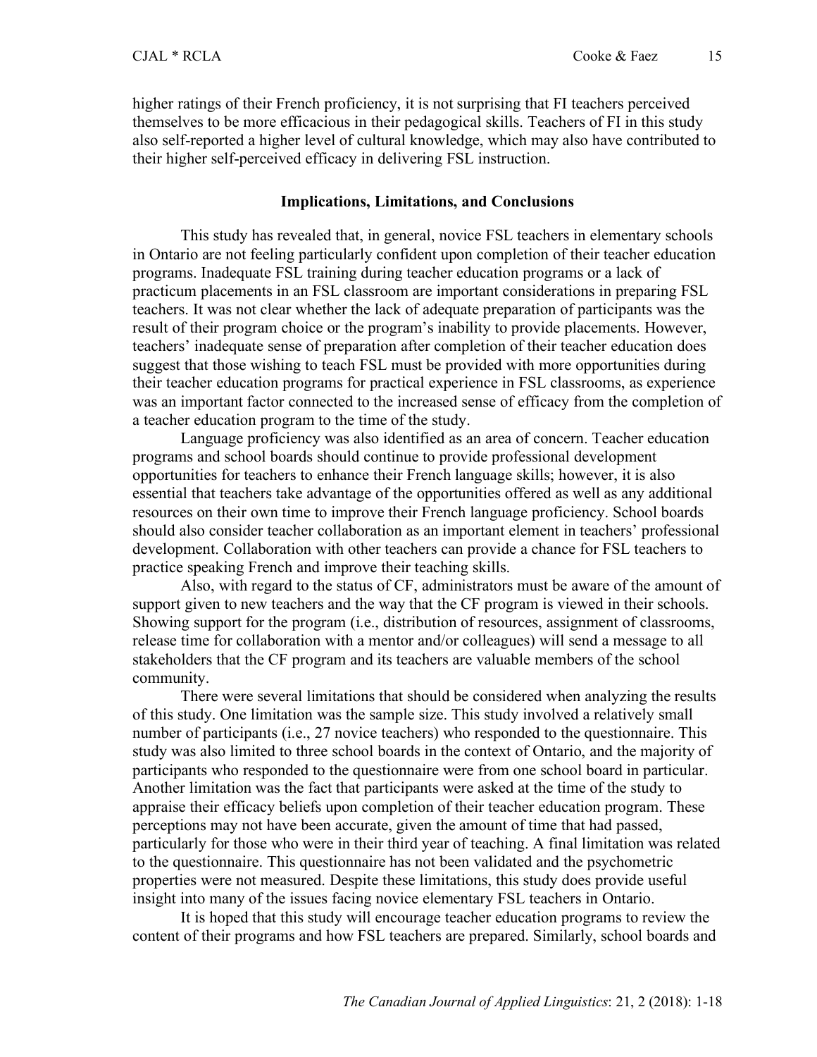higher ratings of their French proficiency, it is not surprising that FI teachers perceived themselves to be more efficacious in their pedagogical skills. Teachers of FI in this study also self-reported a higher level of cultural knowledge, which may also have contributed to their higher self-perceived efficacy in delivering FSL instruction.

## Implications, Limitations, and Conclusions

This study has revealed that, in general, novice FSL teachers in elementary schools in Ontario are not feeling particularly confident upon completion of their teacher education programs. Inadequate FSL training during teacher education programs or a lack of practicum placements in an FSL classroom are important considerations in preparing FSL teachers. It was not clear whether the lack of adequate preparation of participants was the result of their program choice or the program's inability to provide placements. However, teachers' inadequate sense of preparation after completion of their teacher education does suggest that those wishing to teach FSL must be provided with more opportunities during their teacher education programs for practical experience in FSL classrooms, as experience was an important factor connected to the increased sense of efficacy from the completion of a teacher education program to the time of the study.

Language proficiency was also identified as an area of concern. Teacher education programs and school boards should continue to provide professional development opportunities for teachers to enhance their French language skills; however, it is also essential that teachers take advantage of the opportunities offered as well as any additional resources on their own time to improve their French language proficiency. School boards should also consider teacher collaboration as an important element in teachers' professional development. Collaboration with other teachers can provide a chance for FSL teachers to practice speaking French and improve their teaching skills.

Also, with regard to the status of CF, administrators must be aware of the amount of support given to new teachers and the way that the CF program is viewed in their schools. Showing support for the program (i.e., distribution of resources, assignment of classrooms, release time for collaboration with a mentor and/or colleagues) will send a message to all stakeholders that the CF program and its teachers are valuable members of the school community.

There were several limitations that should be considered when analyzing the results of this study. One limitation was the sample size. This study involved a relatively small number of participants (i.e., 27 novice teachers) who responded to the questionnaire. This study was also limited to three school boards in the context of Ontario, and the majority of participants who responded to the questionnaire were from one school board in particular. Another limitation was the fact that participants were asked at the time of the study to appraise their efficacy beliefs upon completion of their teacher education program. These perceptions may not have been accurate, given the amount of time that had passed, particularly for those who were in their third year of teaching. A final limitation was related to the questionnaire. This questionnaire has not been validated and the psychometric properties were not measured. Despite these limitations, this study does provide useful insight into many of the issues facing novice elementary FSL teachers in Ontario.

It is hoped that this study will encourage teacher education programs to review the content of their programs and how FSL teachers are prepared. Similarly, school boards and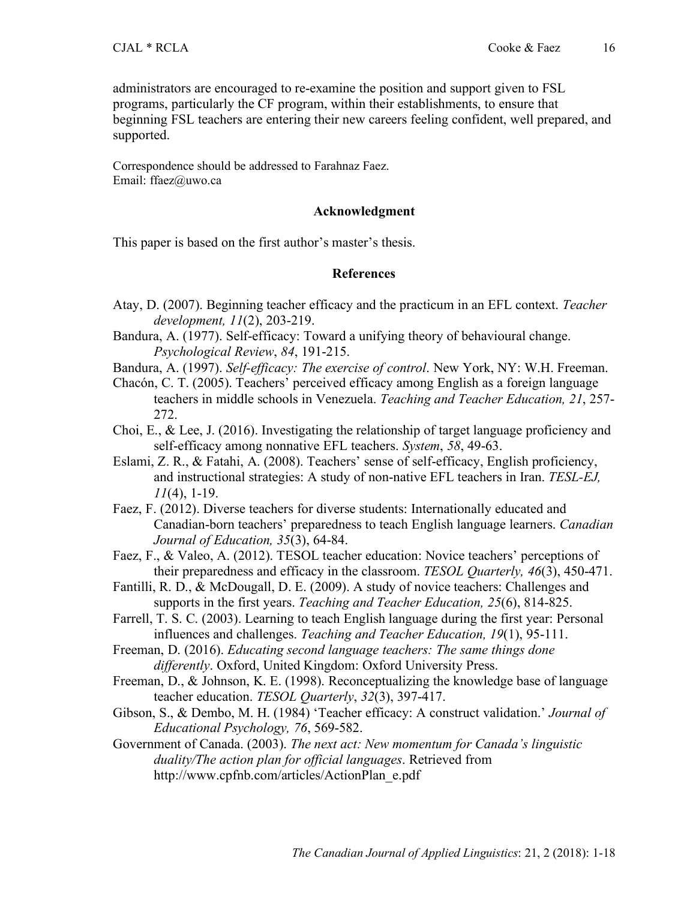administrators are encouraged to re-examine the position and support given to FSL programs, particularly the CF program, within their establishments, to ensure that beginning FSL teachers are entering their new careers feeling confident, well prepared, and supported.

Correspondence should be addressed to Farahnaz Faez.
Email: ffaez@uwo.ca

### Acknowledgment

This paper is based on the first author's master's thesis.

### References

Atay, D. (2007). Beginning teacher efficacy and the practicum in an EFL context. *Teacher development, 11*(2), 203-219.

Bandura, A. (1977). Self-efficacy: Toward a unifying theory of behavioural change. *Psychological Review*, *84*, 191-215.

Bandura, A. (1997). *Self-efficacy: The exercise of control*. New York, NY: W.H. Freeman.

Chacón, C. T. (2005). Teachers' perceived efficacy among English as a foreign language teachers in middle schools in Venezuela. *Teaching and Teacher Education, 21*, 257-272.

Choi, E., & Lee, J. (2016). Investigating the relationship of target language proficiency and self-efficacy among nonnative EFL teachers. *System*, *58*, 49-63.

Eslami, Z. R., & Fatahi, A. (2008). Teachers' sense of self-efficacy, English proficiency, and instructional strategies: A study of non-native EFL teachers in Iran. *TESL-EJ, 11*(4), 1-19.

Faez, F. (2012). Diverse teachers for diverse students: Internationally educated and Canadian-born teachers' preparedness to teach English language learners. *Canadian Journal of Education, 35*(3), 64-84.

Faez, F., & Valeo, A. (2012). TESOL teacher education: Novice teachers' perceptions of their preparedness and efficacy in the classroom. *TESOL Quarterly, 46*(3), 450-471.

Fantilli, R. D., & McDougall, D. E. (2009). A study of novice teachers: Challenges and supports in the first years. *Teaching and Teacher Education, 25*(6), 814-825.

Farrell, T. S. C. (2003). Learning to teach English language during the first year: Personal influences and challenges. *Teaching and Teacher Education, 19*(1), 95-111.

Freeman, D. (2016). *Educating second language teachers: The same things done differently*. Oxford, United Kingdom: Oxford University Press.

Freeman, D., & Johnson, K. E. (1998). Reconceptualizing the knowledge base of language teacher education. *TESOL Quarterly*, *32*(3), 397-417.

Gibson, S., & Dembo, M. H. (1984) 'Teacher efficacy: A construct validation.' *Journal of Educational Psychology, 76*, 569-582.

Government of Canada. (2003). *The next act: New momentum for Canada's linguistic duality/The action plan for official languages*. Retrieved from http://www.cpfnb.com/articles/ActionPlan_e.pdf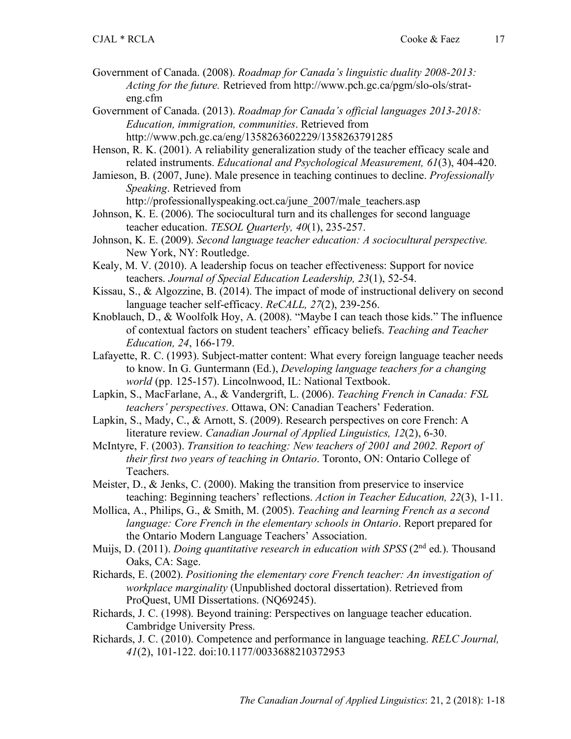Government of Canada. (2008). *Roadmap for Canada's linguistic duality 2008-2013: Acting for the future.* Retrieved from http://www.pch.gc.ca/pgm/slo-ols/strat-eng.cfm

Government of Canada. (2013). *Roadmap for Canada's official languages 2013-2018: Education, immigration, communities*. Retrieved from http://www.pch.gc.ca/eng/1358263602229/1358263791285

Henson, R. K. (2001). A reliability generalization study of the teacher efficacy scale and related instruments. *Educational and Psychological Measurement, 61*(3), 404-420.

Jamieson, B. (2007, June). Male presence in teaching continues to decline. *Professionally Speaking*. Retrieved from http://professionallyspeaking.oct.ca/june_2007/male_teachers.asp

Johnson, K. E. (2006). The sociocultural turn and its challenges for second language teacher education. *TESOL Quarterly, 40*(1), 235-257.

Johnson, K. E. (2009). *Second language teacher education: A sociocultural perspective.* New York, NY: Routledge.

Kealy, M. V. (2010). A leadership focus on teacher effectiveness: Support for novice teachers. *Journal of Special Education Leadership, 23*(1), 52-54.

Kissau, S., & Algozzine, B. (2014). The impact of mode of instructional delivery on second language teacher self-efficacy. *ReCALL, 27*(2), 239-256.

Knoblauch, D., & Woolfolk Hoy, A. (2008). "Maybe I can teach those kids." The influence of contextual factors on student teachers' efficacy beliefs. *Teaching and Teacher Education, 24*, 166-179.

Lafayette, R. C. (1993). Subject-matter content: What every foreign language teacher needs to know. In G. Guntermann (Ed.), *Developing language teachers for a changing world* (pp. 125-157). Lincolnwood, IL: National Textbook.

Lapkin, S., MacFarlane, A., & Vandergrift, L. (2006). *Teaching French in Canada: FSL teachers' perspectives*. Ottawa, ON: Canadian Teachers' Federation.

Lapkin, S., Mady, C., & Arnott, S. (2009). Research perspectives on core French: A literature review. *Canadian Journal of Applied Linguistics, 12*(2), 6-30.

McIntyre, F. (2003). *Transition to teaching: New teachers of 2001 and 2002. Report of their first two years of teaching in Ontario*. Toronto, ON: Ontario College of Teachers.

Meister, D., & Jenks, C. (2000). Making the transition from preservice to inservice teaching: Beginning teachers' reflections. *Action in Teacher Education, 22*(3), 1-11.

Mollica, A., Philips, G., & Smith, M. (2005). *Teaching and learning French as a second language: Core French in the elementary schools in Ontario*. Report prepared for the Ontario Modern Language Teachers' Association.

Muijs, D. (2011). *Doing quantitative research in education with SPSS* (2nd ed.). Thousand Oaks, CA: Sage.

Richards, E. (2002). *Positioning the elementary core French teacher: An investigation of workplace marginality* (Unpublished doctoral dissertation). Retrieved from ProQuest, UMI Dissertations. (NQ69245).

Richards, J. C. (1998). Beyond training: Perspectives on language teacher education. Cambridge University Press.

Richards, J. C. (2010). Competence and performance in language teaching. *RELC Journal, 41*(2), 101-122. doi:10.1177/0033688210372953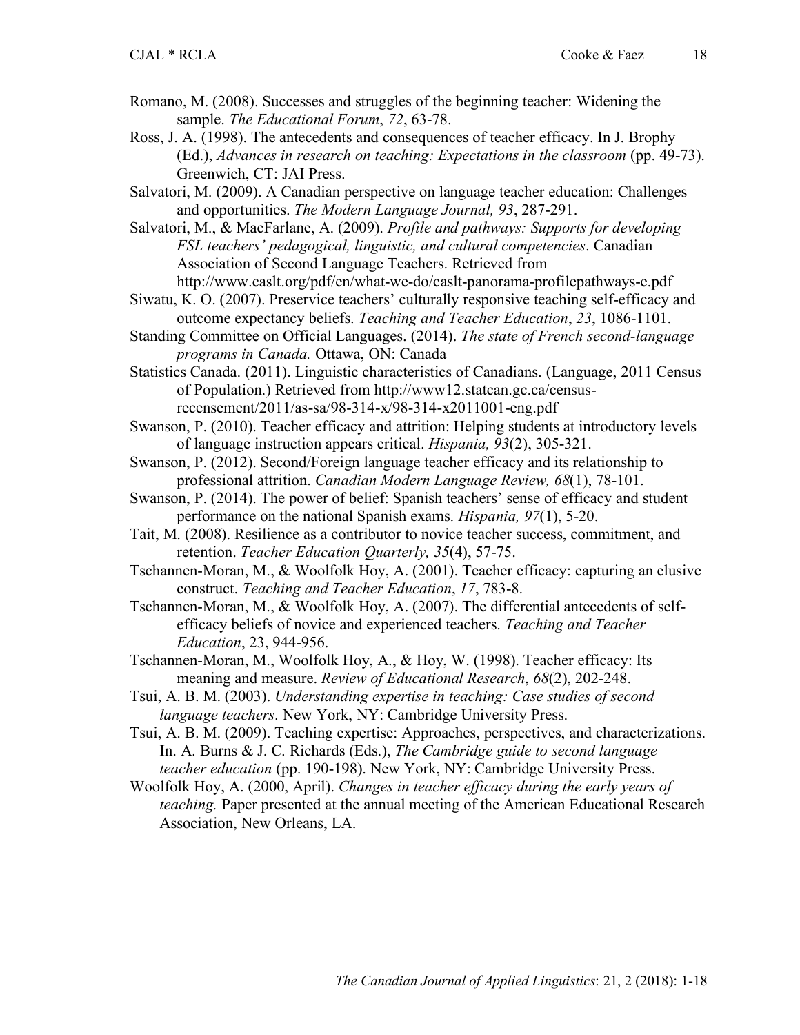Romano, M. (2008). Successes and struggles of the beginning teacher: Widening the sample. *The Educational Forum*, *72*, 63-78.

Ross, J. A. (1998). The antecedents and consequences of teacher efficacy. In J. Brophy (Ed.), *Advances in research on teaching: Expectations in the classroom* (pp. 49-73). Greenwich, CT: JAI Press.

Salvatori, M. (2009). A Canadian perspective on language teacher education: Challenges and opportunities. *The Modern Language Journal, 93*, 287-291.

Salvatori, M., & MacFarlane, A. (2009). *Profile and pathways: Supports for developing FSL teachers' pedagogical, linguistic, and cultural competencies*. Canadian Association of Second Language Teachers. Retrieved from http://www.caslt.org/pdf/en/what-we-do/caslt-panorama-profilepathways-e.pdf

Siwatu, K. O. (2007). Preservice teachers' culturally responsive teaching self-efficacy and outcome expectancy beliefs. *Teaching and Teacher Education*, *23*, 1086-1101.

Standing Committee on Official Languages. (2014). *The state of French second-language programs in Canada.* Ottawa, ON: Canada

Statistics Canada. (2011). Linguistic characteristics of Canadians. (Language, 2011 Census of Population.) Retrieved from http://www12.statcan.gc.ca/census-recensement/2011/as-sa/98-314-x/98-314-x2011001-eng.pdf

Swanson, P. (2010). Teacher efficacy and attrition: Helping students at introductory levels of language instruction appears critical. *Hispania, 93*(2), 305-321.

Swanson, P. (2012). Second/Foreign language teacher efficacy and its relationship to professional attrition. *Canadian Modern Language Review, 68*(1), 78-101.

Swanson, P. (2014). The power of belief: Spanish teachers' sense of efficacy and student performance on the national Spanish exams. *Hispania, 97*(1), 5-20.

Tait, M. (2008). Resilience as a contributor to novice teacher success, commitment, and retention. *Teacher Education Quarterly, 35*(4), 57-75.

Tschannen-Moran, M., & Woolfolk Hoy, A. (2001). Teacher efficacy: capturing an elusive construct. *Teaching and Teacher Education*, *17*, 783-8.

Tschannen-Moran, M., & Woolfolk Hoy, A. (2007). The differential antecedents of self-efficacy beliefs of novice and experienced teachers. *Teaching and Teacher Education*, 23, 944-956.

Tschannen-Moran, M., Woolfolk Hoy, A., & Hoy, W. (1998). Teacher efficacy: Its meaning and measure. *Review of Educational Research*, *68*(2), 202-248.

Tsui, A. B. M. (2003). *Understanding expertise in teaching: Case studies of second language teachers*. New York, NY: Cambridge University Press.

Tsui, A. B. M. (2009). Teaching expertise: Approaches, perspectives, and characterizations. In. A. Burns & J. C. Richards (Eds.), *The Cambridge guide to second language teacher education* (pp. 190-198). New York, NY: Cambridge University Press.

Woolfolk Hoy, A. (2000, April). *Changes in teacher efficacy during the early years of teaching.* Paper presented at the annual meeting of the American Educational Research Association, New Orleans, LA.